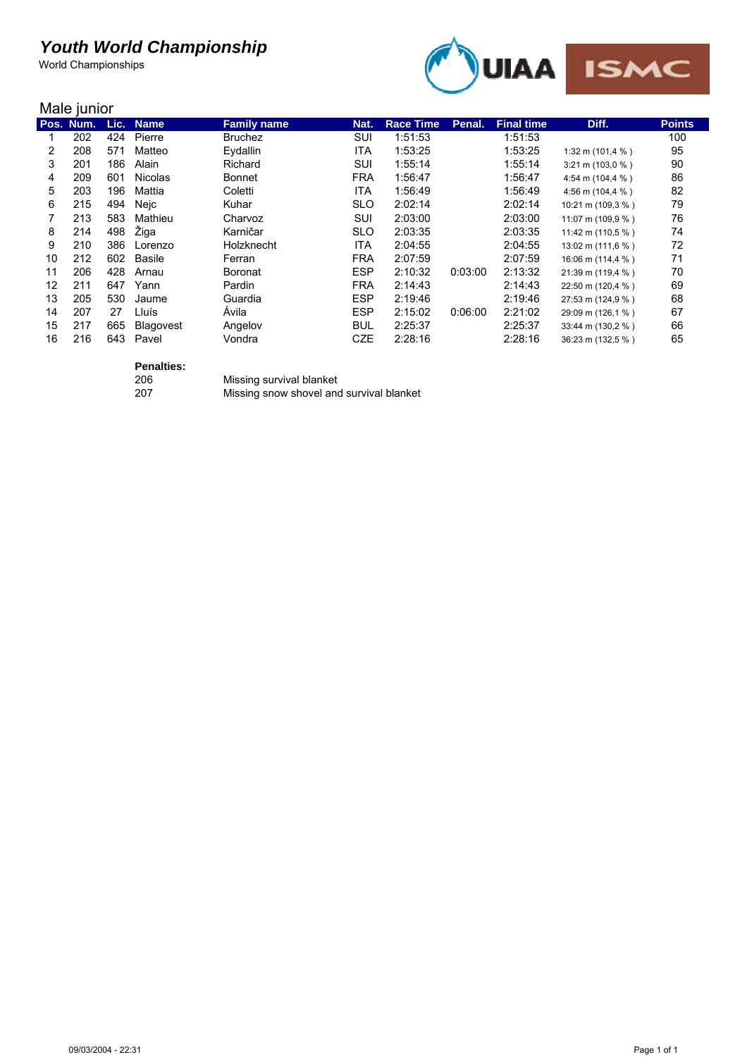# *Youth World Championship*

World Championships

## Male junior

| Pos. | Num. | Lic. | Name | Family name | Nat. | Race Time | Penal. | Final time | Diff. | Points |
|---|---|---|---|---|---|---|---|---|---|---|
| 1 | 202 | 424 | Pierre | Bruchez | SUI | 1:51:53 | | 1:51:53 | | 100 |
| 2 | 208 | 571 | Matteo | Eydallin | ITA | 1:53:25 | | 1:53:25 | 1:32 m (101,4 % ) | 95 |
| 3 | 201 | 186 | Alain | Richard | SUI | 1:55:14 | | 1:55:14 | 3:21 m (103,0 % ) | 90 |
| 4 | 209 | 601 | Nicolas | Bonnet | FRA | 1:56:47 | | 1:56:47 | 4:54 m (104,4 % ) | 86 |
| 5 | 203 | 196 | Mattia | Coletti | ITA | 1:56:49 | | 1:56:49 | 4:56 m (104,4 % ) | 82 |
| 6 | 215 | 494 | Nejc | Kuhar | SLO | 2:02:14 | | 2:02:14 | 10:21 m (109,3 % ) | 79 |
| 7 | 213 | 583 | Mathieu | Charvoz | SUI | 2:03:00 | | 2:03:00 | 11:07 m (109,9 % ) | 76 |
| 8 | 214 | 498 | Žiga | Karničar | SLO | 2:03:35 | | 2:03:35 | 11:42 m (110,5 % ) | 74 |
| 9 | 210 | 386 | Lorenzo | Holzknecht | ITA | 2:04:55 | | 2:04:55 | 13:02 m (111,6 % ) | 72 |
| 10 | 212 | 602 | Basile | Ferran | FRA | 2:07:59 | | 2:07:59 | 16:06 m (114,4 % ) | 71 |
| 11 | 206 | 428 | Arnau | Boronat | ESP | 2:10:32 | 0:03:00 | 2:13:32 | 21:39 m (119,4 % ) | 70 |
| 12 | 211 | 647 | Yann | Pardin | FRA | 2:14:43 | | 2:14:43 | 22:50 m (120,4 % ) | 69 |
| 13 | 205 | 530 | Jaume | Guardia | ESP | 2:19:46 | | 2:19:46 | 27:53 m (124,9 % ) | 68 |
| 14 | 207 | 27 | Lluís | Ávila | ESP | 2:15:02 | 0:06:00 | 2:21:02 | 29:09 m (126,1 % ) | 67 |
| 15 | 217 | 665 | Blagovest | Angelov | BUL | 2:25:37 | | 2:25:37 | 33:44 m (130,2 % ) | 66 |
| 16 | 216 | 643 | Pavel | Vondra | CZE | 2:28:16 | | 2:28:16 | 36:23 m (132,5 % ) | 65 |

**Penalties:**

| | |
|---|---|
| 206 | Missing survival blanket |
| 207 | Missing snow shovel and survival blanket |

09/03/2004 - 22:31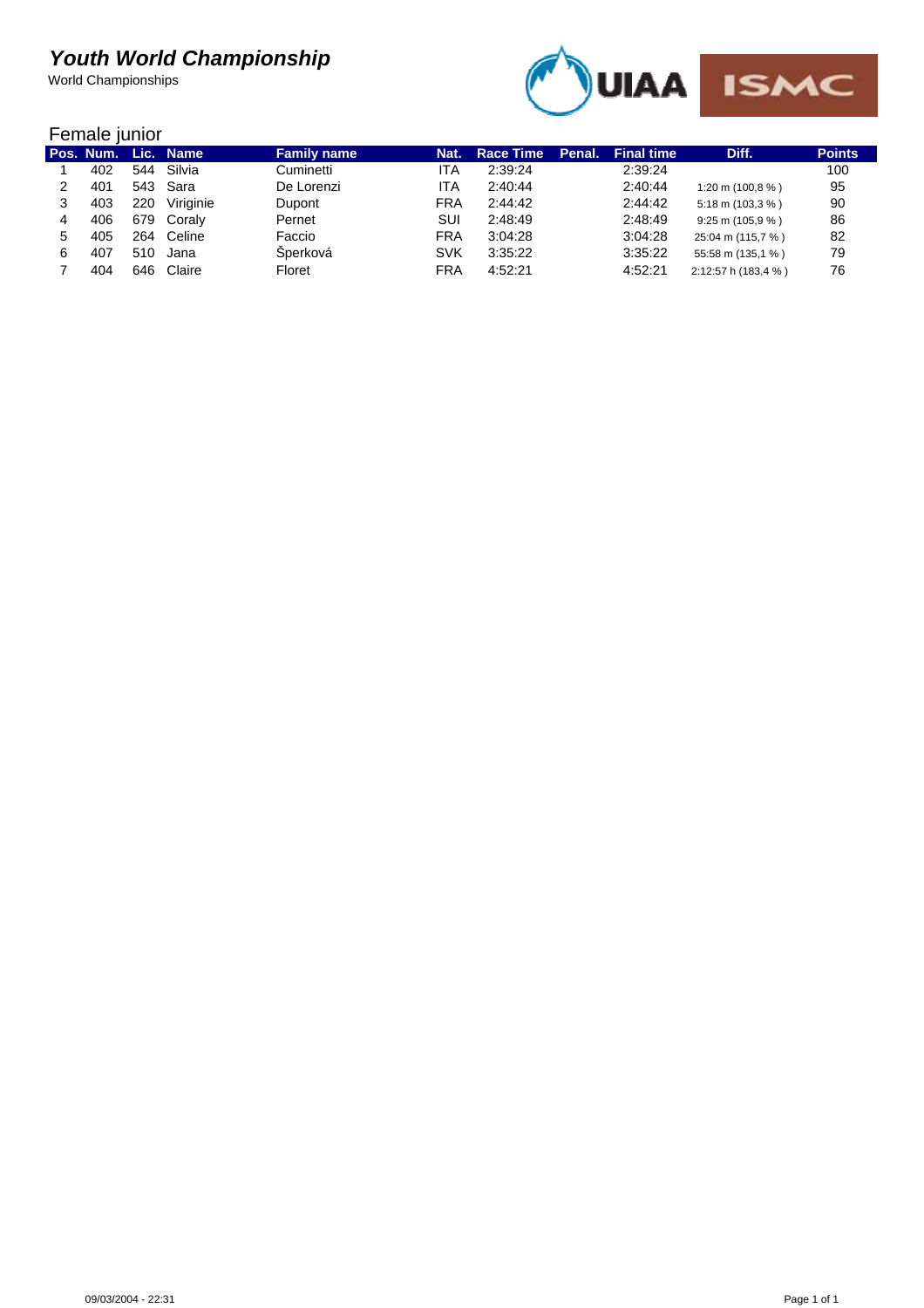# *Youth World Championship*

World Championships

## Female junior

| Pos. | Num. | Lic. | Name | Family name | Nat. | Race Time | Penal. | Final time | Diff. | Points |
|---|---|---|---|---|---|---|---|---|---|---|
| 1 | 402 | 544 | Silvia | Cuminetti | ITA | 2:39:24 | | 2:39:24 | | 100 |
| 2 | 401 | 543 | Sara | De Lorenzi | ITA | 2:40:44 | | 2:40:44 | 1:20 m (100,8 % ) | 95 |
| 3 | 403 | 220 | Viriginie | Dupont | FRA | 2:44:42 | | 2:44:42 | 5:18 m (103,3 % ) | 90 |
| 4 | 406 | 679 | Coraly | Pernet | SUI | 2:48:49 | | 2:48:49 | 9:25 m (105,9 % ) | 86 |
| 5 | 405 | 264 | Celine | Faccio | FRA | 3:04:28 | | 3:04:28 | 25:04 m (115,7 % ) | 82 |
| 6 | 407 | 510 | Jana | Šperková | SVK | 3:35:22 | | 3:35:22 | 55:58 m (135,1 % ) | 79 |
| 7 | 404 | 646 | Claire | Floret | FRA | 4:52:21 | | 4:52:21 | 2:12:57 h (183,4 % ) | 76 |

09/03/2004 - 22:31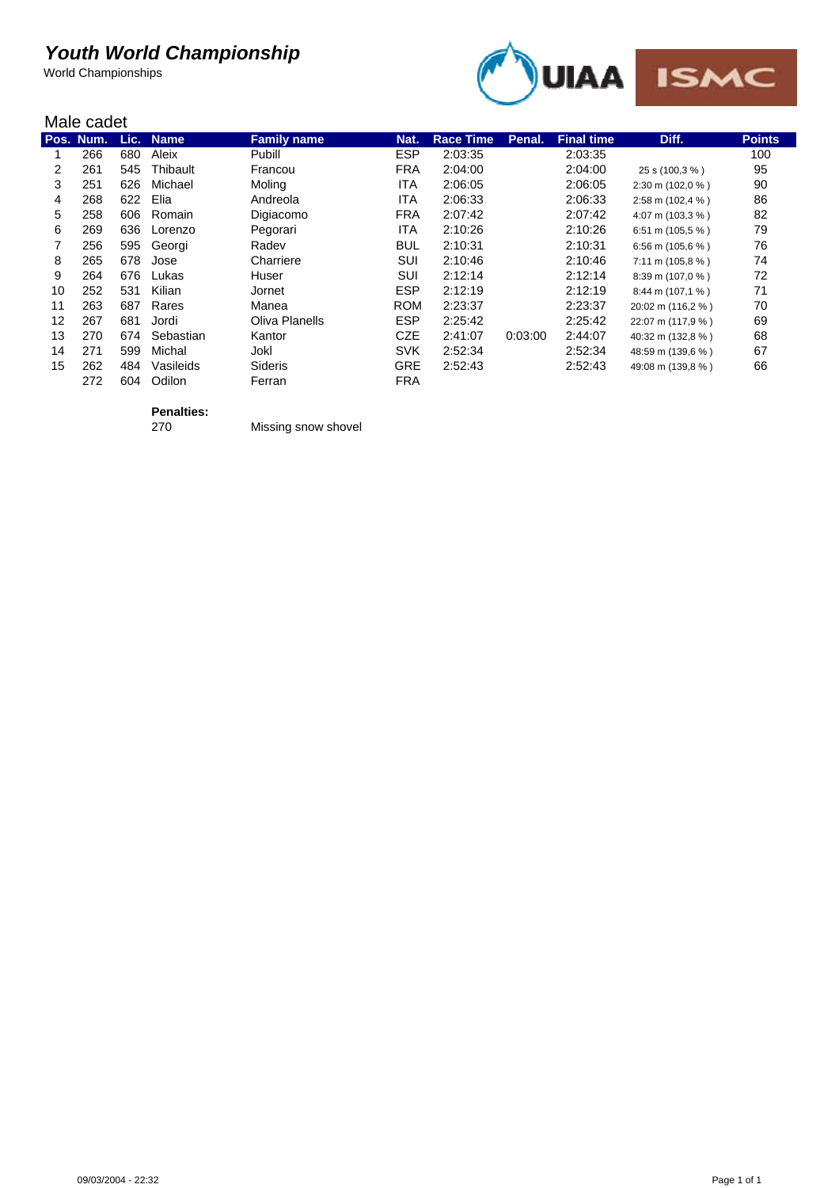# Youth World Championship

World Championships

UIAA ISMC

## Male cadet

| Pos. | Num. | Lic. | Name | Family name | Nat. | Race Time | Penal. | Final time | Diff. | Points |
|---|---|---|---|---|---|---|---|---|---|---|
| 1 | 266 | 680 | Aleix | Pubill | ESP | 2:03:35 | | 2:03:35 | | 100 |
| 2 | 261 | 545 | Thibault | Francou | FRA | 2:04:00 | | 2:04:00 | 25 s (100,3 % ) | 95 |
| 3 | 251 | 626 | Michael | Moling | ITA | 2:06:05 | | 2:06:05 | 2:30 m (102,0 % ) | 90 |
| 4 | 268 | 622 | Elia | Andreola | ITA | 2:06:33 | | 2:06:33 | 2:58 m (102,4 % ) | 86 |
| 5 | 258 | 606 | Romain | Digiacomo | FRA | 2:07:42 | | 2:07:42 | 4:07 m (103,3 % ) | 82 |
| 6 | 269 | 636 | Lorenzo | Pegorari | ITA | 2:10:26 | | 2:10:26 | 6:51 m (105,5 % ) | 79 |
| 7 | 256 | 595 | Georgi | Radev | BUL | 2:10:31 | | 2:10:31 | 6:56 m (105,6 % ) | 76 |
| 8 | 265 | 678 | Jose | Charriere | SUI | 2:10:46 | | 2:10:46 | 7:11 m (105,8 % ) | 74 |
| 9 | 264 | 676 | Lukas | Huser | SUI | 2:12:14 | | 2:12:14 | 8:39 m (107,0 % ) | 72 |
| 10 | 252 | 531 | Kilian | Jornet | ESP | 2:12:19 | | 2:12:19 | 8:44 m (107,1 % ) | 71 |
| 11 | 263 | 687 | Rares | Manea | ROM | 2:23:37 | | 2:23:37 | 20:02 m (116,2 % ) | 70 |
| 12 | 267 | 681 | Jordi | Oliva Planells | ESP | 2:25:42 | | 2:25:42 | 22:07 m (117,9 % ) | 69 |
| 13 | 270 | 674 | Sebastian | Kantor | CZE | 2:41:07 | 0:03:00 | 2:44:07 | 40:32 m (132,8 % ) | 68 |
| 14 | 271 | 599 | Michal | Jokl | SVK | 2:52:34 | | 2:52:34 | 48:59 m (139,6 % ) | 67 |
| 15 | 262 | 484 | Vasileids | Sideris | GRE | 2:52:43 | | 2:52:43 | 49:08 m (139,8 % ) | 66 |
| | 272 | 604 | Odilon | Ferran | FRA | | | | | |

**Penalties:**

| | |
|---|---|
| 270 | Missing snow shovel |

09/03/2004 - 22:32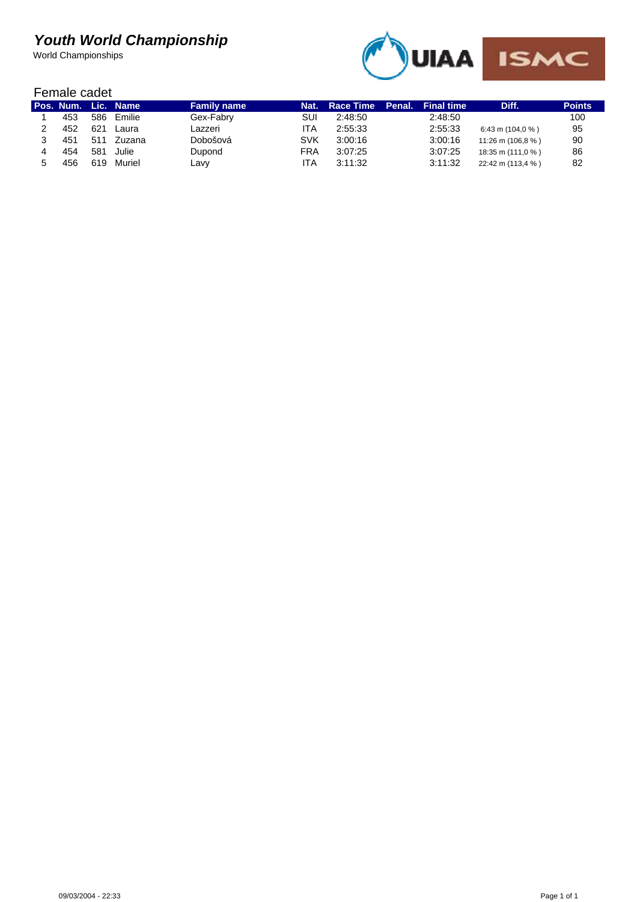# *Youth World Championship*

World Championships

## Female cadet

| Pos. | Num. | Lic. | Name | Family name | Nat. | Race Time | Penal. | Final time | Diff. | Points |
|---|---|---|---|---|---|---|---|---|---|---|
| 1 | 453 | 586 | Emilie | Gex-Fabry | SUI | 2:48:50 | | 2:48:50 | | 100 |
| 2 | 452 | 621 | Laura | Lazzeri | ITA | 2:55:33 | | 2:55:33 | 6:43 m (104,0 % ) | 95 |
| 3 | 451 | 511 | Zuzana | Dobošová | SVK | 3:00:16 | | 3:00:16 | 11:26 m (106,8 % ) | 90 |
| 4 | 454 | 581 | Julie | Dupond | FRA | 3:07:25 | | 3:07:25 | 18:35 m (111,0 % ) | 86 |
| 5 | 456 | 619 | Muriel | Lavy | ITA | 3:11:32 | | 3:11:32 | 22:42 m (113,4 % ) | 82 |

09/03/2004 - 22:33